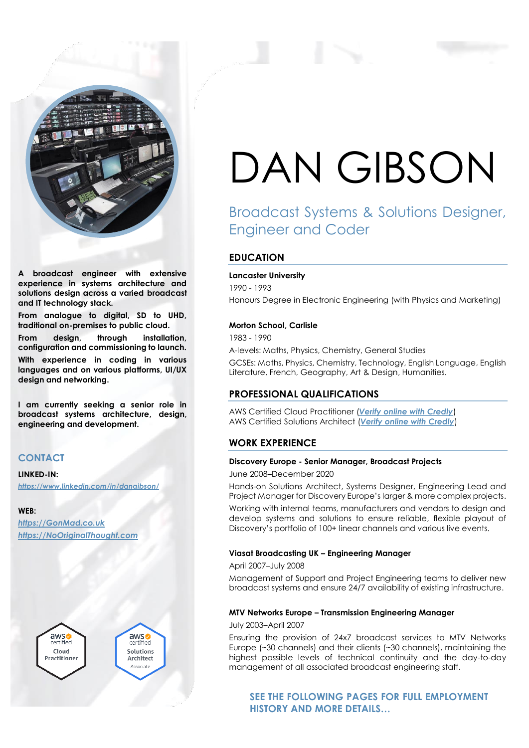# DAN GIBSON

## Broadcast Systems & Solutions Designer, Engineer and Coder

**A broadcast engineer with extensive experience in systems architecture and solutions design across a varied broadcast and IT technology stack.**

**From analogue to digital, SD to UHD, traditional on-premises to public cloud.**

**From design, through installation, configuration and commissioning to launch.**

**With experience in coding in various languages and on various platforms, UI/UX design and networking.**

**I am currently seeking a senior role in broadcast systems architecture, design, engineering and development.**

## CONTACT

**LINKED-IN:**

*https://www.linkedin.com/in/dangibson/*

**WEB:**

*https://GonMad.co.uk*

*https://NoOriginalThought.com*

aws certified Cloud Practitioner

aws certified Solutions Architect Associate

## EDUCATION

**Lancaster University**

1990 - 1993

Honours Degree in Electronic Engineering (with Physics and Marketing)

**Morton School, Carlisle**

1983 - 1990

A-levels: Maths, Physics, Chemistry, General Studies

GCSEs: Maths, Physics, Chemistry, Technology, English Language, English Literature, French, Geography, Art & Design, Humanities.

## PROFESSIONAL QUALIFICATIONS

AWS Certified Cloud Practitioner (*Verify online with Credly*)
AWS Certified Solutions Architect (*Verify online with Credly*)

## WORK EXPERIENCE

**Discovery Europe - Senior Manager, Broadcast Projects**

June 2008–December 2020

Hands-on Solutions Architect, Systems Designer, Engineering Lead and Project Manager for Discovery Europe's larger & more complex projects.

Working with internal teams, manufacturers and vendors to design and develop systems and solutions to ensure reliable, flexible playout of Discovery's portfolio of 100+ linear channels and various live events.

**Viasat Broadcasting UK – Engineering Manager**

April 2007–July 2008

Management of Support and Project Engineering teams to deliver new broadcast systems and ensure 24/7 availability of existing infrastructure.

**MTV Networks Europe – Transmission Engineering Manager**

July 2003–April 2007

Ensuring the provision of 24x7 broadcast services to MTV Networks Europe (~30 channels) and their clients (~30 channels), maintaining the highest possible levels of technical continuity and the day-to-day management of all associated broadcast engineering staff.

**SEE THE FOLLOWING PAGES FOR FULL EMPLOYMENT HISTORY AND MORE DETAILS…**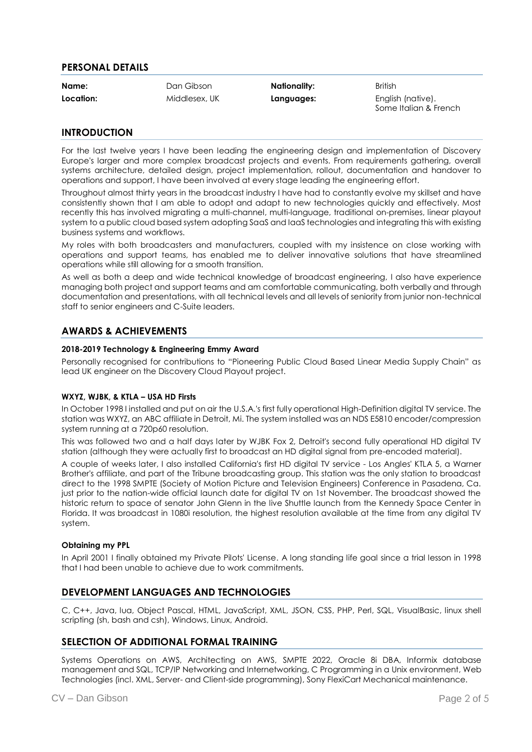## PERSONAL DETAILS

| | | | |
|---|---|---|---|
| **Name:** | Dan Gibson | **Nationality:** | British |
| **Location:** | Middlesex, UK | **Languages:** | English (native). Some Italian & French |

## INTRODUCTION

For the last twelve years I have been leading the engineering design and implementation of Discovery Europe's larger and more complex broadcast projects and events. From requirements gathering, overall systems architecture, detailed design, project implementation, rollout, documentation and handover to operations and support, I have been involved at every stage leading the engineering effort.

Throughout almost thirty years in the broadcast industry I have had to constantly evolve my skillset and have consistently shown that I am able to adopt and adapt to new technologies quickly and effectively. Most recently this has involved migrating a multi-channel, multi-language, traditional on-premises, linear playout system to a public cloud based system adopting SaaS and IaaS technologies and integrating this with existing business systems and workflows.

My roles with both broadcasters and manufacturers, coupled with my insistence on close working with operations and support teams, has enabled me to deliver innovative solutions that have streamlined operations while still allowing for a smooth transition.

As well as both a deep and wide technical knowledge of broadcast engineering, I also have experience managing both project and support teams and am comfortable communicating, both verbally and through documentation and presentations, with all technical levels and all levels of seniority from junior non-technical staff to senior engineers and C-Suite leaders.

## AWARDS & ACHIEVEMENTS

#### 2018-2019 Technology & Engineering Emmy Award

Personally recognised for contributions to "Pioneering Public Cloud Based Linear Media Supply Chain" as lead UK engineer on the Discovery Cloud Playout project.

#### WXYZ, WJBK, & KTLA – USA HD Firsts

In October 1998 I installed and put on air the U.S.A.'s first fully operational High-Definition digital TV service. The station was WXYZ, an ABC affiliate in Detroit, Mi. The system installed was an NDS E5810 encoder/compression system running at a 720p60 resolution.

This was followed two and a half days later by WJBK Fox 2, Detroit's second fully operational HD digital TV station (although they were actually first to broadcast an HD digital signal from pre-encoded material).

A couple of weeks later, I also installed California's first HD digital TV service - Los Angles' KTLA 5, a Warner Brother's affiliate, and part of the Tribune broadcasting group. This station was the only station to broadcast direct to the 1998 SMPTE (Society of Motion Picture and Television Engineers) Conference in Pasadena, Ca. just prior to the nation-wide official launch date for digital TV on 1st November. The broadcast showed the historic return to space of senator John Glenn in the live Shuttle launch from the Kennedy Space Center in Florida. It was broadcast in 1080i resolution, the highest resolution available at the time from any digital TV system.

#### Obtaining my PPL

In April 2001 I finally obtained my Private Pilots' License. A long standing life goal since a trial lesson in 1998 that I had been unable to achieve due to work commitments.

## DEVELOPMENT LANGUAGES AND TECHNOLOGIES

C, C++, Java, lua, Object Pascal, HTML, JavaScript, XML, JSON, CSS, PHP, Perl, SQL, VisualBasic, linux shell scripting (sh, bash and csh), Windows, Linux, Android.

## SELECTION OF ADDITIONAL FORMAL TRAINING

Systems Operations on AWS, Architecting on AWS, SMPTE 2022, Oracle 8i DBA, Informix database management and SQL, TCP/IP Networking and Internetworking, C Programming in a Unix environment, Web Technologies (incl. XML, Server- and Client-side programming), Sony FlexiCart Mechanical maintenance.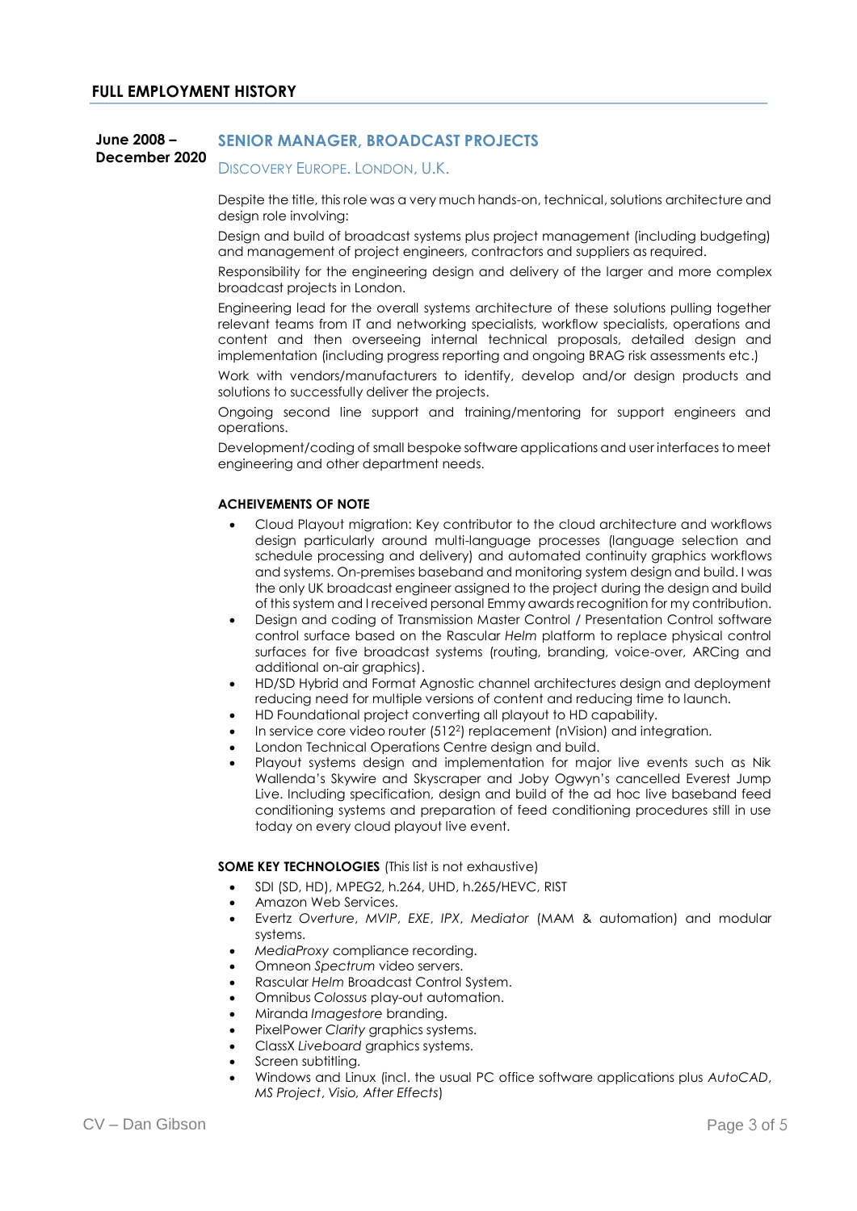## FULL EMPLOYMENT HISTORY

**June 2008 – December 2020**

### SENIOR MANAGER, BROADCAST PROJECTS

DISCOVERY EUROPE. LONDON, U.K.

Despite the title, this role was a very much hands-on, technical, solutions architecture and design role involving:

Design and build of broadcast systems plus project management (including budgeting) and management of project engineers, contractors and suppliers as required.

Responsibility for the engineering design and delivery of the larger and more complex broadcast projects in London.

Engineering lead for the overall systems architecture of these solutions pulling together relevant teams from IT and networking specialists, workflow specialists, operations and content and then overseeing internal technical proposals, detailed design and implementation (including progress reporting and ongoing BRAG risk assessments etc.)

Work with vendors/manufacturers to identify, develop and/or design products and solutions to successfully deliver the projects.

Ongoing second line support and training/mentoring for support engineers and operations.

Development/coding of small bespoke software applications and user interfaces to meet engineering and other department needs.

**ACHEIVEMENTS OF NOTE**

- Cloud Playout migration: Key contributor to the cloud architecture and workflows design particularly around multi-language processes (language selection and schedule processing and delivery) and automated continuity graphics workflows and systems. On-premises baseband and monitoring system design and build. I was the only UK broadcast engineer assigned to the project during the design and build of this system and I received personal Emmy awards recognition for my contribution.
- Design and coding of Transmission Master Control / Presentation Control software control surface based on the Rascular *Helm* platform to replace physical control surfaces for five broadcast systems (routing, branding, voice-over, ARCing and additional on-air graphics).
- HD/SD Hybrid and Format Agnostic channel architectures design and deployment reducing need for multiple versions of content and reducing time to launch.
- HD Foundational project converting all playout to HD capability.
- In service core video router ($512^2$) replacement (nVision) and integration.
- London Technical Operations Centre design and build.
- Playout systems design and implementation for major live events such as Nik Wallenda's Skywire and Skyscraper and Joby Ogwyn's cancelled Everest Jump Live. Including specification, design and build of the ad hoc live baseband feed conditioning systems and preparation of feed conditioning procedures still in use today on every cloud playout live event.

**SOME KEY TECHNOLOGIES** (This list is not exhaustive)

- SDI (SD, HD), MPEG2, h.264, UHD, h.265/HEVC, RIST
- Amazon Web Services.
- Evertz *Overture*, *MVIP*, *EXE*, *IPX*, *Mediator* (MAM & automation) and modular systems.
- *MediaProxy* compliance recording.
- Omneon *Spectrum* video servers.
- Rascular *Helm* Broadcast Control System.
- Omnibus *Colossus* play-out automation.
- Miranda *Imagestore* branding.
- PixelPower *Clarity* graphics systems.
- ClassX *Liveboard* graphics systems.
- Screen subtitling.
- Windows and Linux (incl. the usual PC office software applications plus *AutoCAD*, *MS Project*, *Visio*, *After Effects*)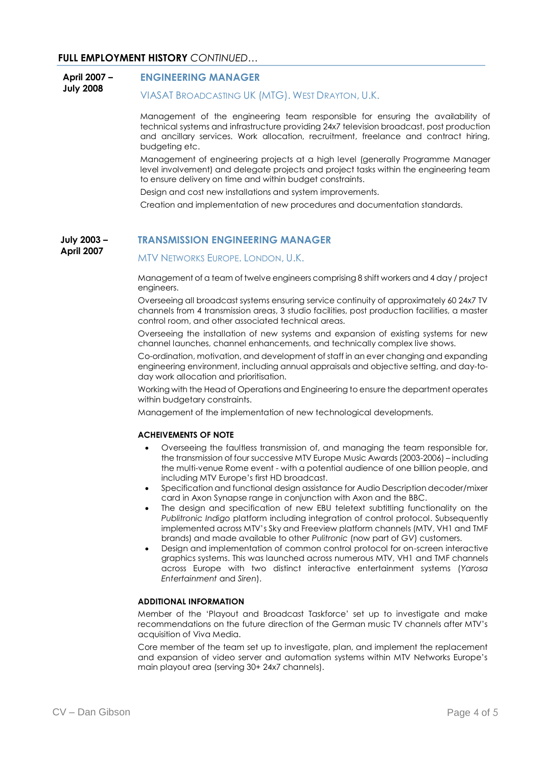## **FULL EMPLOYMENT HISTORY** *CONTINUED…*

**April 2007 – July 2008**

### ENGINEERING MANAGER

VIASAT BROADCASTING UK (MTG). WEST DRAYTON, U.K.

Management of the engineering team responsible for ensuring the availability of technical systems and infrastructure providing 24x7 television broadcast, post production and ancillary services. Work allocation, recruitment, freelance and contract hiring, budgeting etc.

Management of engineering projects at a high level (generally Programme Manager level involvement) and delegate projects and project tasks within the engineering team to ensure delivery on time and within budget constraints.

Design and cost new installations and system improvements.

Creation and implementation of new procedures and documentation standards.

**July 2003 – April 2007**

### TRANSMISSION ENGINEERING MANAGER

MTV NETWORKS EUROPE. LONDON, U.K.

Management of a team of twelve engineers comprising 8 shift workers and 4 day / project engineers.

Overseeing all broadcast systems ensuring service continuity of approximately 60 24x7 TV channels from 4 transmission areas, 3 studio facilities, post production facilities, a master control room, and other associated technical areas.

Overseeing the installation of new systems and expansion of existing systems for new channel launches, channel enhancements, and technically complex live shows.

Co-ordination, motivation, and development of staff in an ever changing and expanding engineering environment, including annual appraisals and objective setting, and day-to-day work allocation and prioritisation.

Working with the Head of Operations and Engineering to ensure the department operates within budgetary constraints.

Management of the implementation of new technological developments.

**ACHEIVEMENTS OF NOTE**

- Overseeing the faultless transmission of, and managing the team responsible for, the transmission of four successive MTV Europe Music Awards (2003-2006) – including the multi-venue Rome event - with a potential audience of one billion people, and including MTV Europe's first HD broadcast.
- Specification and functional design assistance for Audio Description decoder/mixer card in Axon Synapse range in conjunction with Axon and the BBC.
- The design and specification of new EBU teletext subtitling functionality on the *Publitronic Indigo* platform including integration of control protocol. Subsequently implemented across MTV's Sky and Freeview platform channels (MTV, VH1 and TMF brands) and made available to other *Pulitronic* (now part of *GV*) customers.
- Design and implementation of common control protocol for on-screen interactive graphics systems. This was launched across numerous MTV, VH1 and TMF channels across Europe with two distinct interactive entertainment systems (*Yarosa Entertainment* and *Siren*).

**ADDITIONAL INFORMATION**

Member of the 'Playout and Broadcast Taskforce' set up to investigate and make recommendations on the future direction of the German music TV channels after MTV's acquisition of Viva Media.

Core member of the team set up to investigate, plan, and implement the replacement and expansion of video server and automation systems within MTV Networks Europe's main playout area (serving 30+ 24x7 channels).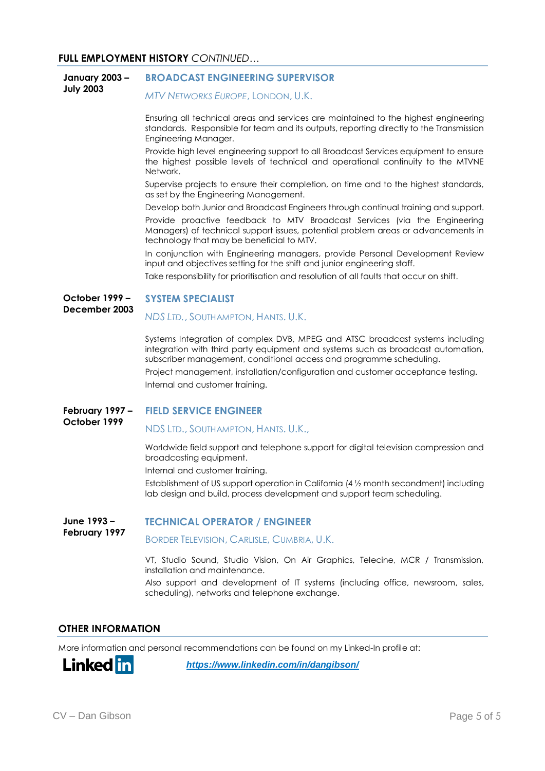## FULL EMPLOYMENT HISTORY *CONTINUED…*

**January 2003 – July 2003**

### BROADCAST ENGINEERING SUPERVISOR

*MTV Networks Europe, London, U.K.*

Ensuring all technical areas and services are maintained to the highest engineering standards. Responsible for team and its outputs, reporting directly to the Transmission Engineering Manager.

Provide high level engineering support to all Broadcast Services equipment to ensure the highest possible levels of technical and operational continuity to the MTVNE Network.

Supervise projects to ensure their completion, on time and to the highest standards, as set by the Engineering Management.

Develop both Junior and Broadcast Engineers through continual training and support.

Provide proactive feedback to MTV Broadcast Services (via the Engineering Managers) of technical support issues, potential problem areas or advancements in technology that may be beneficial to MTV.

In conjunction with Engineering managers, provide Personal Development Review input and objectives setting for the shift and junior engineering staff.

Take responsibility for prioritisation and resolution of all faults that occur on shift.

**October 1999 – December 2003**

### SYSTEM SPECIALIST

*NDS Ltd., Southampton, Hants. U.K.*

Systems Integration of complex DVB, MPEG and ATSC broadcast systems including integration with third party equipment and systems such as broadcast automation, subscriber management, conditional access and programme scheduling.

Project management, installation/configuration and customer acceptance testing.

Internal and customer training.

**February 1997 – October 1999**

### FIELD SERVICE ENGINEER

NDS Ltd., Southampton, Hants. U.K.,

Worldwide field support and telephone support for digital television compression and broadcasting equipment.

Internal and customer training.

Establishment of US support operation in California (4 ½ month secondment) including lab design and build, process development and support team scheduling.

**June 1993 – February 1997**

### TECHNICAL OPERATOR / ENGINEER

Border Television, Carlisle, Cumbria, U.K.

VT, Studio Sound, Studio Vision, On Air Graphics, Telecine, MCR / Transmission, installation and maintenance.

Also support and development of IT systems (including office, newsroom, sales, scheduling), networks and telephone exchange.

## OTHER INFORMATION

More information and personal recommendations can be found on my Linked-In profile at:

LinkedIn ***https://www.linkedin.com/in/dangibson/***